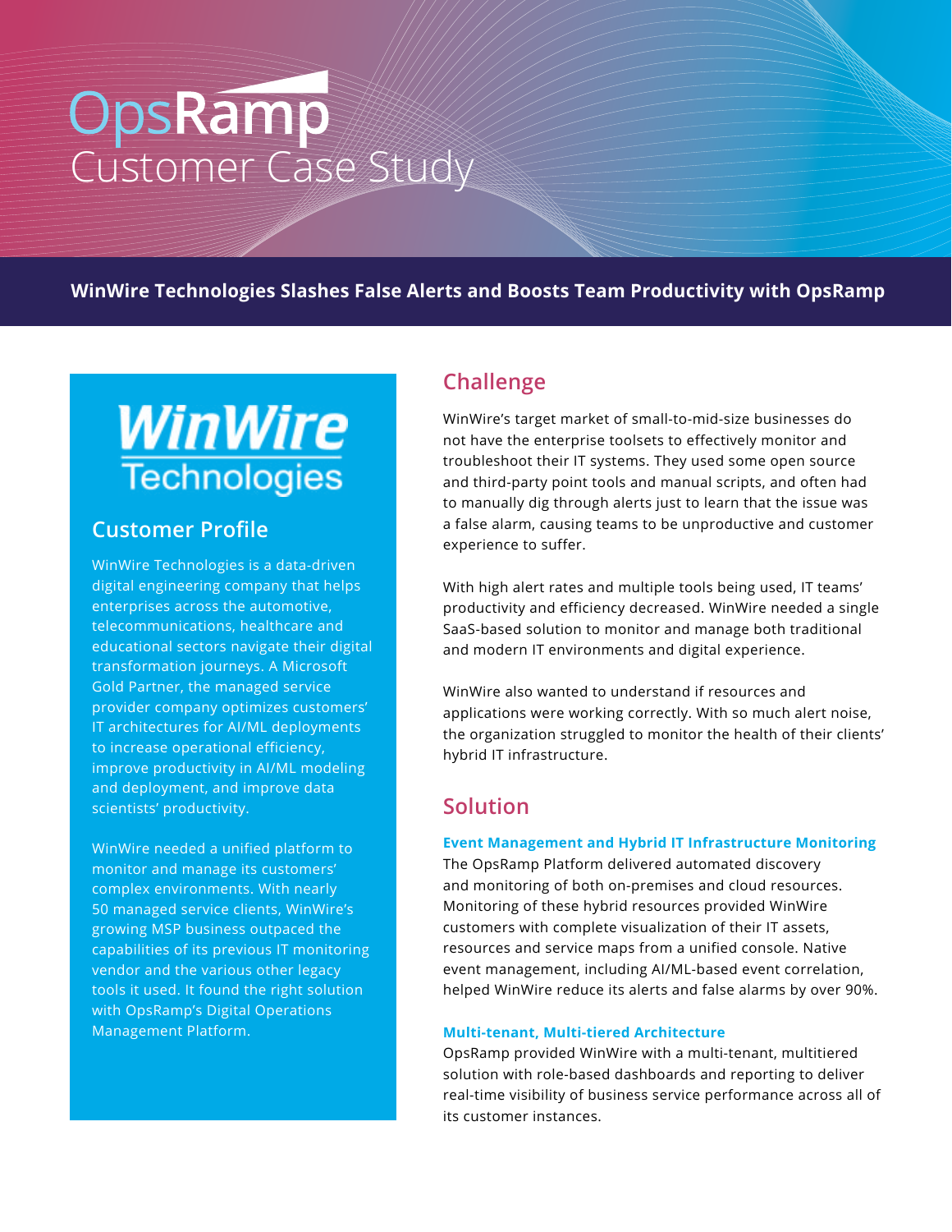# OpsRamp Customer Case Study

## WinWire Technologies Slashes False Alerts and Boosts Team Productivity with OpsRamp

WinWire Technologies

## Customer Profile

WinWire Technologies is a data-driven digital engineering company that helps enterprises across the automotive, telecommunications, healthcare and educational sectors navigate their digital transformation journeys. A Microsoft Gold Partner, the managed service provider company optimizes customers' IT architectures for AI/ML deployments to increase operational efficiency, improve productivity in AI/ML modeling and deployment, and improve data scientists' productivity.

WinWire needed a unified platform to monitor and manage its customers' complex environments. With nearly 50 managed service clients, WinWire's growing MSP business outpaced the capabilities of its previous IT monitoring vendor and the various other legacy tools it used. It found the right solution with OpsRamp's Digital Operations Management Platform.

## Challenge

WinWire's target market of small-to-mid-size businesses do not have the enterprise toolsets to effectively monitor and troubleshoot their IT systems. They used some open source and third-party point tools and manual scripts, and often had to manually dig through alerts just to learn that the issue was a false alarm, causing teams to be unproductive and customer experience to suffer.

With high alert rates and multiple tools being used, IT teams' productivity and efficiency decreased. WinWire needed a single SaaS-based solution to monitor and manage both traditional and modern IT environments and digital experience.

WinWire also wanted to understand if resources and applications were working correctly. With so much alert noise, the organization struggled to monitor the health of their clients' hybrid IT infrastructure.

## Solution

### Event Management and Hybrid IT Infrastructure Monitoring

The OpsRamp Platform delivered automated discovery and monitoring of both on-premises and cloud resources. Monitoring of these hybrid resources provided WinWire customers with complete visualization of their IT assets, resources and service maps from a unified console. Native event management, including AI/ML-based event correlation, helped WinWire reduce its alerts and false alarms by over 90%.

### Multi-tenant, Multi-tiered Architecture

OpsRamp provided WinWire with a multi-tenant, multitiered solution with role-based dashboards and reporting to deliver real-time visibility of business service performance across all of its customer instances.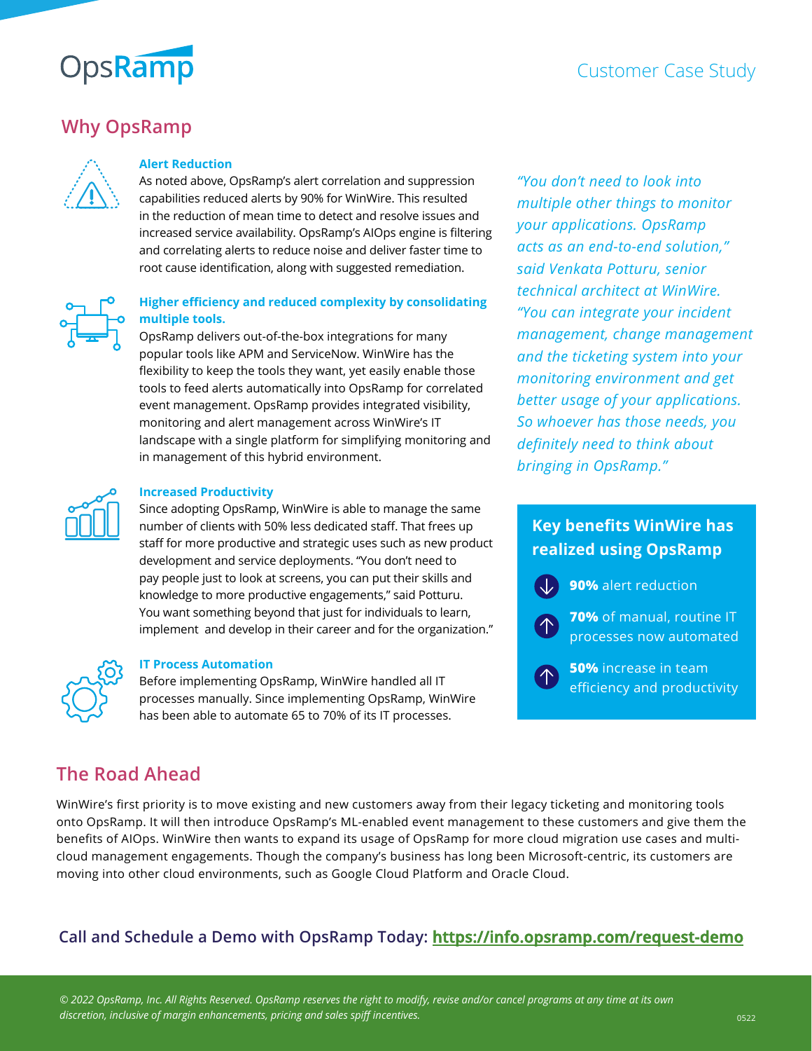OpsRamp

Customer Case Study

## Why OpsRamp

### Alert Reduction

As noted above, OpsRamp's alert correlation and suppression capabilities reduced alerts by 90% for WinWire. This resulted in the reduction of mean time to detect and resolve issues and increased service availability. OpsRamp's AIOps engine is filtering and correlating alerts to reduce noise and deliver faster time to root cause identification, along with suggested remediation.

### Higher efficiency and reduced complexity by consolidating multiple tools.

OpsRamp delivers out-of-the-box integrations for many popular tools like APM and ServiceNow. WinWire has the flexibility to keep the tools they want, yet easily enable those tools to feed alerts automatically into OpsRamp for correlated event management. OpsRamp provides integrated visibility, monitoring and alert management across WinWire's IT landscape with a single platform for simplifying monitoring and in management of this hybrid environment.

### Increased Productivity

Since adopting OpsRamp, WinWire is able to manage the same number of clients with 50% less dedicated staff. That frees up staff for more productive and strategic uses such as new product development and service deployments. "You don't need to pay people just to look at screens, you can put their skills and knowledge to more productive engagements," said Potturu. You want something beyond that just for individuals to learn, implement and develop in their career and for the organization."

### IT Process Automation

Before implementing OpsRamp, WinWire handled all IT processes manually. Since implementing OpsRamp, WinWire has been able to automate 65 to 70% of its IT processes.

*"You don't need to look into multiple other things to monitor your applications. OpsRamp acts as an end-to-end solution," said Venkata Potturu, senior technical architect at WinWire. "You can integrate your incident management, change management and the ticketing system into your monitoring environment and get better usage of your applications. So whoever has those needs, you definitely need to think about bringing in OpsRamp."*

### Key benefits WinWire has realized using OpsRamp

- **90%** alert reduction
- **70%** of manual, routine IT processes now automated
- **50%** increase in team efficiency and productivity

## The Road Ahead

WinWire's first priority is to move existing and new customers away from their legacy ticketing and monitoring tools onto OpsRamp. It will then introduce OpsRamp's ML-enabled event management to these customers and give them the benefits of AIOps. WinWire then wants to expand its usage of OpsRamp for more cloud migration use cases and multi-cloud management engagements. Though the company's business has long been Microsoft-centric, its customers are moving into other cloud environments, such as Google Cloud Platform and Oracle Cloud.

### Call and Schedule a Demo with OpsRamp Today: https://info.opsramp.com/request-demo

*© 2022 OpsRamp, Inc. All Rights Reserved. OpsRamp reserves the right to modify, revise and/or cancel programs at any time at its own discretion, inclusive of margin enhancements, pricing and sales spiff incentives.*

0522